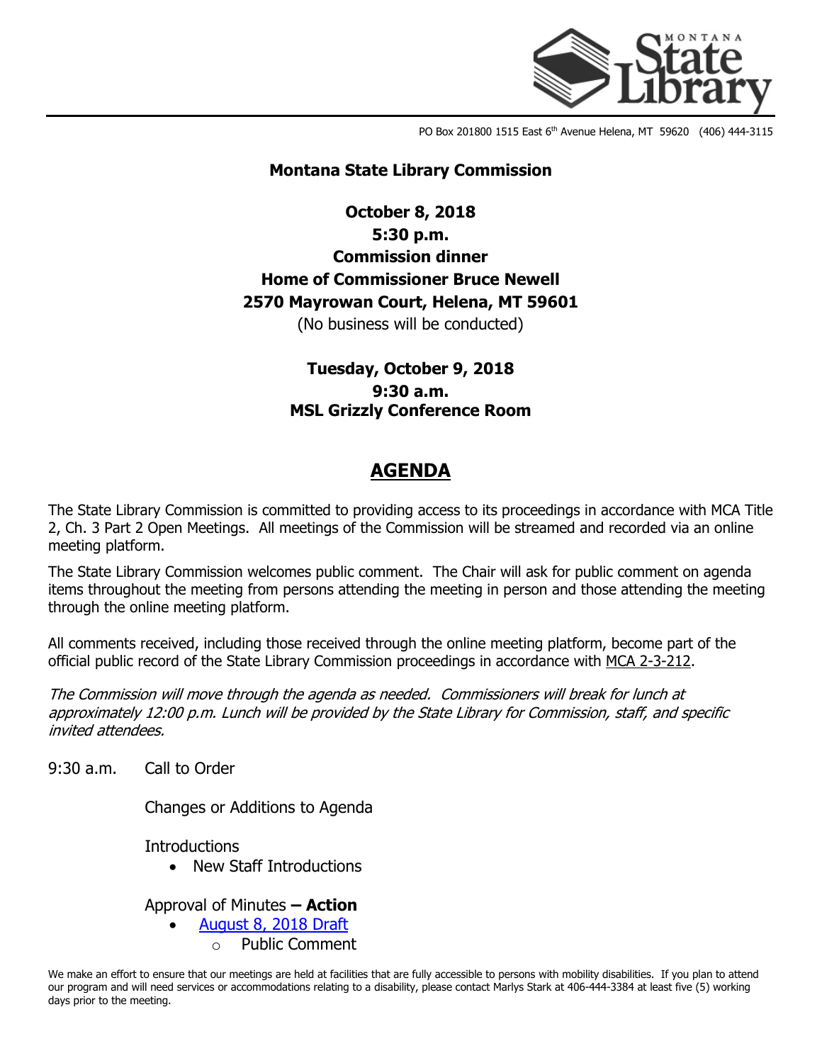PO Box 201800 1515 East 6th Avenue Helena, MT 59620 (406) 444-3115

# Montana State Library Commission

**October 8, 2018**
**5:30 p.m.**
**Commission dinner**
**Home of Commissioner Bruce Newell**
**2570 Mayrowan Court, Helena, MT 59601**
(No business will be conducted)

**Tuesday, October 9, 2018**
**9:30 a.m.**
**MSL Grizzly Conference Room**

## AGENDA

The State Library Commission is committed to providing access to its proceedings in accordance with MCA Title 2, Ch. 3 Part 2 Open Meetings. All meetings of the Commission will be streamed and recorded via an online meeting platform.

The State Library Commission welcomes public comment. The Chair will ask for public comment on agenda items throughout the meeting from persons attending the meeting in person and those attending the meeting through the online meeting platform.

All comments received, including those received through the online meeting platform, become part of the official public record of the State Library Commission proceedings in accordance with MCA 2-3-212.

*The Commission will move through the agenda as needed. Commissioners will break for lunch at approximately 12:00 p.m. Lunch will be provided by the State Library for Commission, staff, and specific invited attendees.*

9:30 a.m. Call to Order

Changes or Additions to Agenda

Introductions
- New Staff Introductions

Approval of Minutes **– Action**
- August 8, 2018 Draft
  - Public Comment

We make an effort to ensure that our meetings are held at facilities that are fully accessible to persons with mobility disabilities. If you plan to attend our program and will need services or accommodations relating to a disability, please contact Marlys Stark at 406-444-3384 at least five (5) working days prior to the meeting.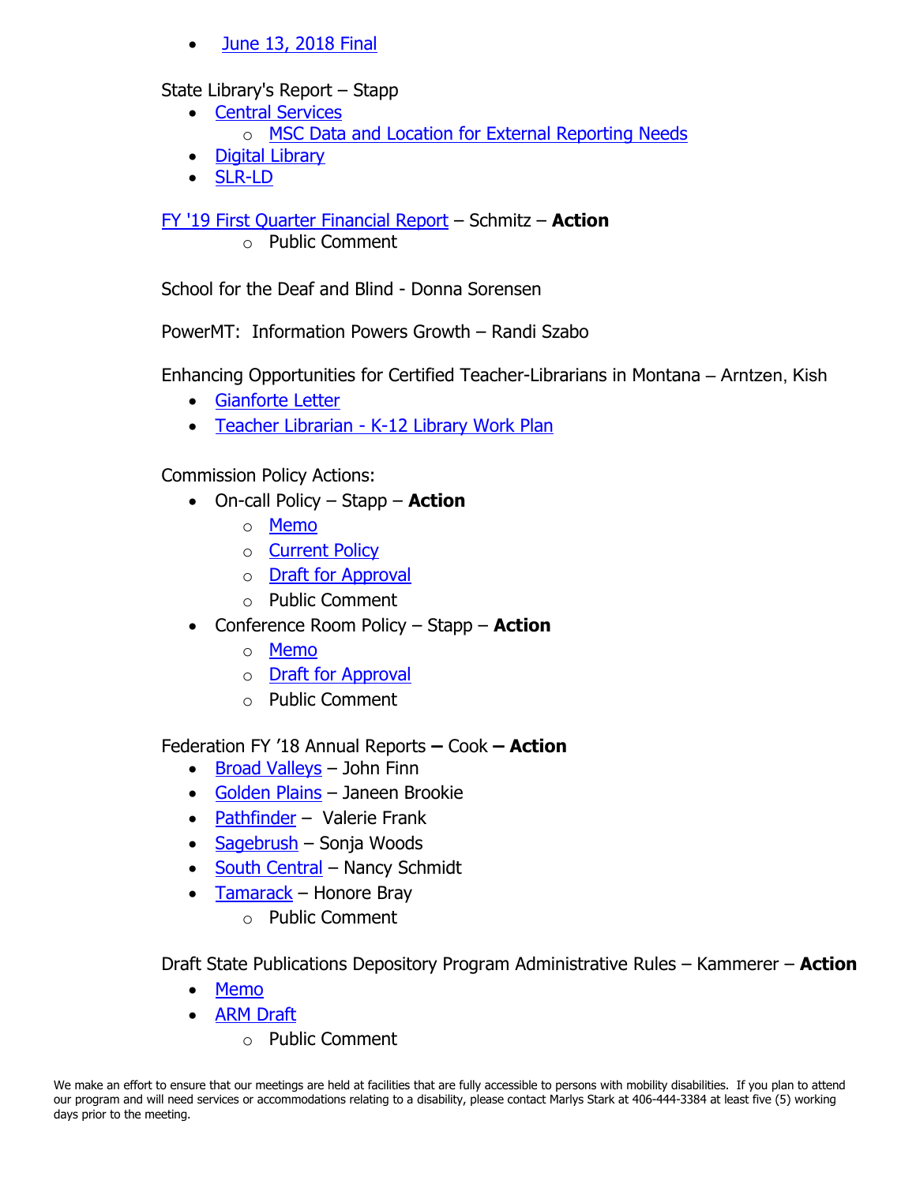- June 13, 2018 Final

State Library's Report – Stapp

- Central Services
  - MSC Data and Location for External Reporting Needs
- Digital Library
- SLR-LD

FY '19 First Quarter Financial Report – Schmitz – **Action**

  - Public Comment

School for the Deaf and Blind - Donna Sorensen

PowerMT: Information Powers Growth – Randi Szabo

Enhancing Opportunities for Certified Teacher-Librarians in Montana – Arntzen, Kish

- Gianforte Letter
- Teacher Librarian - K-12 Library Work Plan

Commission Policy Actions:

- On-call Policy – Stapp – **Action**
  - Memo
  - Current Policy
  - Draft for Approval
  - Public Comment
- Conference Room Policy – Stapp – **Action**
  - Memo
  - Draft for Approval
  - Public Comment

Federation FY '18 Annual Reports **–** Cook **– Action**

- Broad Valleys – John Finn
- Golden Plains – Janeen Brookie
- Pathfinder – Valerie Frank
- Sagebrush – Sonja Woods
- South Central – Nancy Schmidt
- Tamarack – Honore Bray
  - Public Comment

Draft State Publications Depository Program Administrative Rules – Kammerer – **Action**

- Memo
- ARM Draft
  - Public Comment

We make an effort to ensure that our meetings are held at facilities that are fully accessible to persons with mobility disabilities. If you plan to attend our program and will need services or accommodations relating to a disability, please contact Marlys Stark at 406-444-3384 at least five (5) working days prior to the meeting.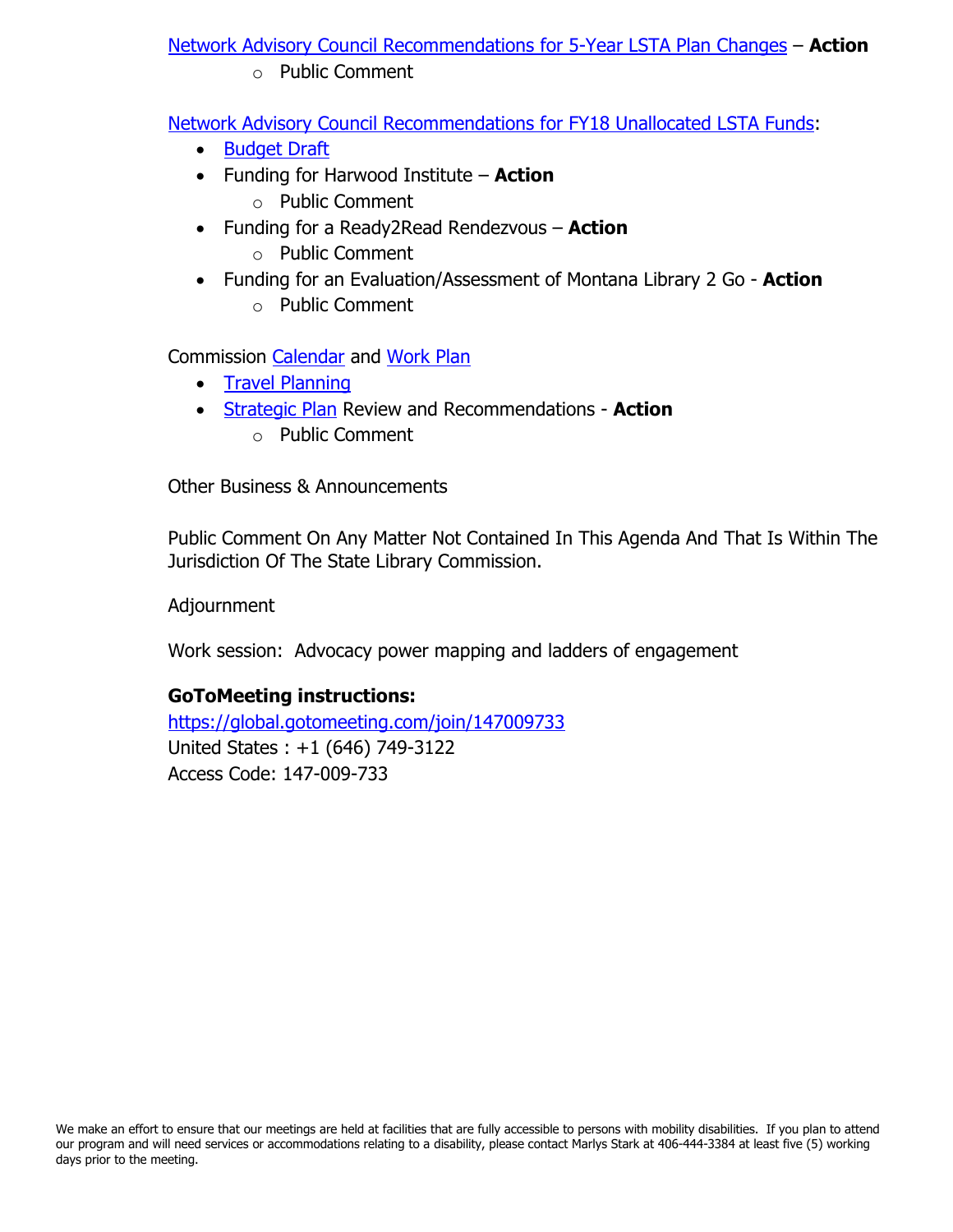Network Advisory Council Recommendations for 5-Year LSTA Plan Changes – **Action**

- Public Comment

Network Advisory Council Recommendations for FY18 Unallocated LSTA Funds:

- Budget Draft
- Funding for Harwood Institute – **Action**
  - Public Comment
- Funding for a Ready2Read Rendezvous – **Action**
  - Public Comment
- Funding for an Evaluation/Assessment of Montana Library 2 Go - **Action**
  - Public Comment

Commission Calendar and Work Plan

- Travel Planning
- Strategic Plan Review and Recommendations - **Action**
  - Public Comment

Other Business & Announcements

Public Comment On Any Matter Not Contained In This Agenda And That Is Within The Jurisdiction Of The State Library Commission.

Adjournment

Work session: Advocacy power mapping and ladders of engagement

**GoToMeeting instructions:**
https://global.gotomeeting.com/join/147009733
United States : +1 (646) 749-3122
Access Code: 147-009-733

We make an effort to ensure that our meetings are held at facilities that are fully accessible to persons with mobility disabilities. If you plan to attend our program and will need services or accommodations relating to a disability, please contact Marlys Stark at 406-444-3384 at least five (5) working days prior to the meeting.